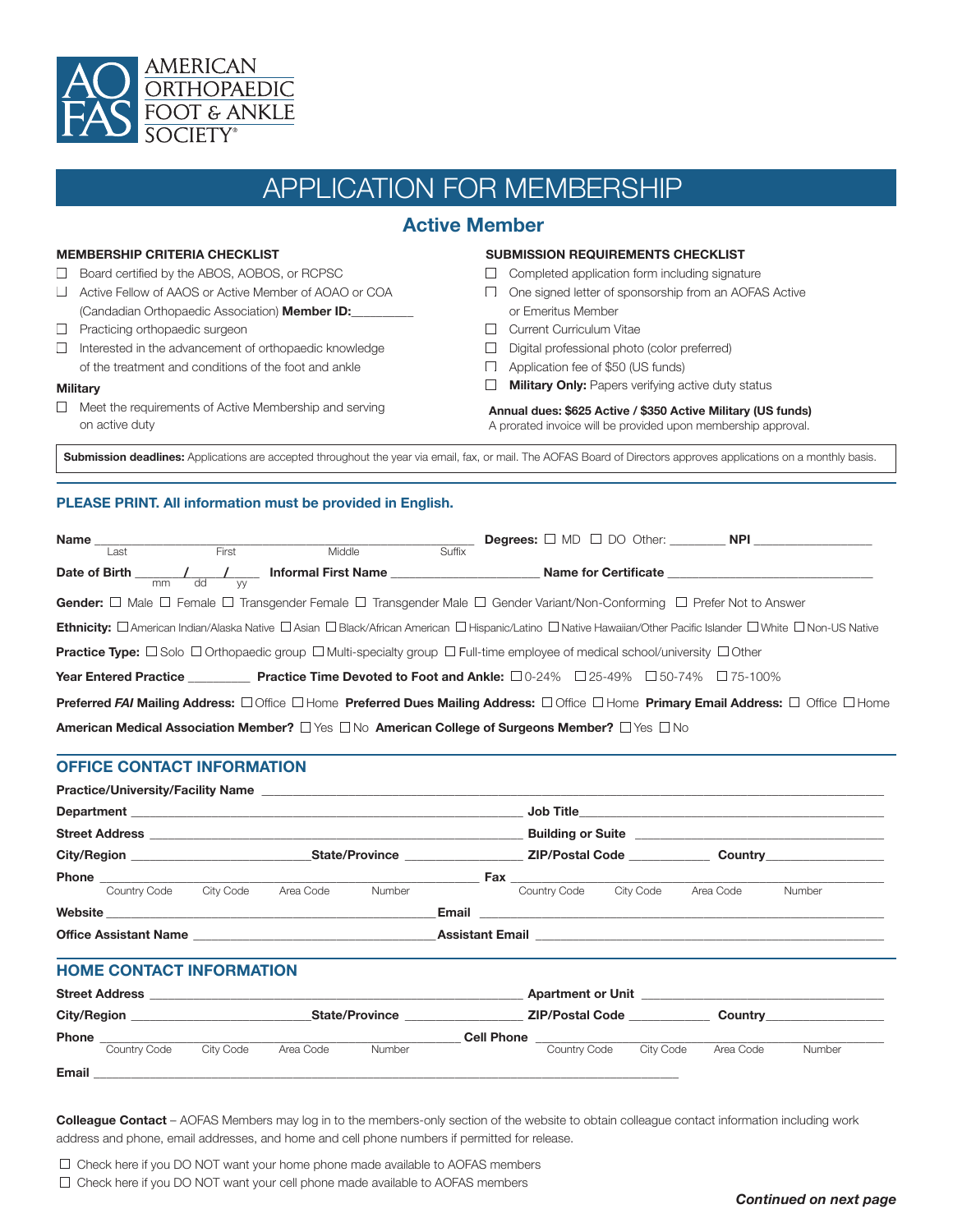AMERICAN ORTHOPAEDIC FOOT & ANKLE SOCIETY®

# APPLICATION FOR MEMBERSHIP

## Active Member

**MEMBERSHIP CRITERIA CHECKLIST**

- ☐ Board certified by the ABOS, AOBOS, or RCPSC
- ☐ Active Fellow of AAOS or Active Member of AOAO or COA (Candadian Orthopaedic Association) **Member ID:**_________
- ☐ Practicing orthopaedic surgeon
- ☐ Interested in the advancement of orthopaedic knowledge of the treatment and conditions of the foot and ankle

**Military**

- ☐ Meet the requirements of Active Membership and serving on active duty

**SUBMISSION REQUIREMENTS CHECKLIST**

- ☐ Completed application form including signature
- ☐ One signed letter of sponsorship from an AOFAS Active or Emeritus Member
- ☐ Current Curriculum Vitae
- ☐ Digital professional photo (color preferred)
- ☐ Application fee of $50 (US funds)
- ☐ **Military Only:** Papers verifying active duty status

**Annual dues: $625 Active / $350 Active Military (US funds)**
A prorated invoice will be provided upon membership approval.

**Submission deadlines:** Applications are accepted throughout the year via email, fax, or mail. The AOFAS Board of Directors approves applications on a monthly basis.

**PLEASE PRINT. All information must be provided in English.**

**Name** ______________________________________________ (Last / First / Middle / Suffix) **Degrees:** ☐ MD ☐ DO Other: ________ **NPI** _________________

**Date of Birth** ____/____/____ (mm / dd / yy) **Informal First Name** _____________________ **Name for Certificate** ______________________________

**Gender:** ☐ Male ☐ Female ☐ Transgender Female ☐ Transgender Male ☐ Gender Variant/Non-Conforming ☐ Prefer Not to Answer

**Ethnicity:** ☐ American Indian/Alaska Native ☐ Asian ☐ Black/African American ☐ Hispanic/Latino ☐ Native Hawaiian/Other Pacific Islander ☐ White ☐ Non-US Native

**Practice Type:** ☐ Solo ☐ Orthopaedic group ☐ Multi-specialty group ☐ Full-time employee of medical school/university ☐ Other

**Year Entered Practice** _________ **Practice Time Devoted to Foot and Ankle:** ☐ 0-24% ☐ 25-49% ☐ 50-74% ☐ 75-100%

**Preferred *FAI* Mailing Address:** ☐ Office ☐ Home **Preferred Dues Mailing Address:** ☐ Office ☐ Home **Primary Email Address:** ☐ Office ☐ Home

**American Medical Association Member?** ☐ Yes ☐ No **American College of Surgeons Member?** ☐ Yes ☐ No

## OFFICE CONTACT INFORMATION

**Practice/University/Facility Name** ______________________________________________

**Department** ______________________________ **Job Title** ______________________________

**Street Address** ______________________________ **Building or Suite** ______________________________

**City/Region** ____________________ **State/Province** ________________ **ZIP/Postal Code** ___________ **Country** ________________

**Phone** ______________________________ (Country Code / City Code / Area Code / Number) **Fax** ______________________________ (Country Code / City Code / Area Code / Number)

**Website** ______________________________ **Email** ______________________________

**Office Assistant Name** ______________________________ **Assistant Email** ______________________________

## HOME CONTACT INFORMATION

**Street Address** ______________________________ **Apartment or Unit** ______________________________

**City/Region** ____________________ **State/Province** ________________ **ZIP/Postal Code** ___________ **Country** ________________

**Phone** ______________________________ (Country Code / City Code / Area Code / Number) **Cell Phone** ______________________________ (Country Code / City Code / Area Code / Number)

**Email** ______________________________________________

**Colleague Contact** – AOFAS Members may log in to the members-only section of the website to obtain colleague contact information including work address and phone, email addresses, and home and cell phone numbers if permitted for release.

- ☐ Check here if you DO NOT want your home phone made available to AOFAS members
- ☐ Check here if you DO NOT want your cell phone made available to AOFAS members

***Continued on next page***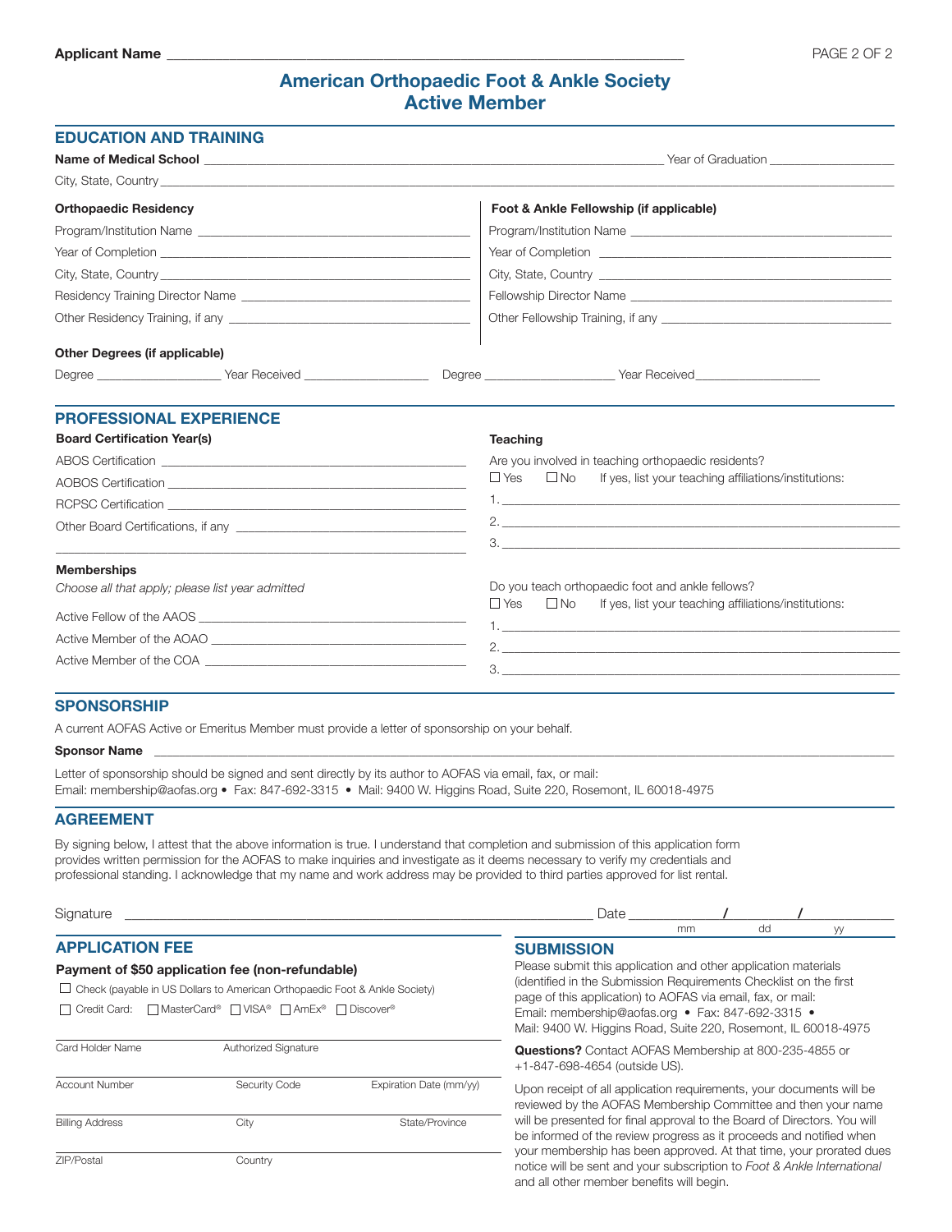Applicant Name ______________________________

# American Orthopaedic Foot & Ankle Society
# Active Member

## EDUCATION AND TRAINING

**Name of Medical School** ______________________________ Year of Graduation ______________

City, State, Country ______________________________

**Orthopaedic Residency**

Program/Institution Name ______________________________

Year of Completion ______________________________

City, State, Country ______________________________

Residency Training Director Name ______________________________

Other Residency Training, if any ______________________________

**Foot & Ankle Fellowship (if applicable)**

Program/Institution Name ______________________________

Year of Completion ______________________________

City, State, Country ______________________________

Fellowship Director Name ______________________________

Other Fellowship Training, if any ______________________________

**Other Degrees (if applicable)**

Degree ______________ Year Received ______________ Degree ______________ Year Received ______________

## PROFESSIONAL EXPERIENCE

**Board Certification Year(s)**

ABOS Certification ______________________________

AOBOS Certification ______________________________

RCPSC Certification ______________________________

Other Board Certifications, if any ______________________________

**Memberships**

*Choose all that apply; please list year admitted*

Active Fellow of the AAOS ______________________________

Active Member of the AOAO ______________________________

Active Member of the COA ______________________________

**Teaching**

Are you involved in teaching orthopaedic residents?

☐ Yes ☐ No If yes, list your teaching affiliations/institutions:

1. ______________________________
2. ______________________________
3. ______________________________

Do you teach orthopaedic foot and ankle fellows?

☐ Yes ☐ No If yes, list your teaching affiliations/institutions:

1. ______________________________
2. ______________________________
3. ______________________________

## SPONSORSHIP

A current AOFAS Active or Emeritus Member must provide a letter of sponsorship on your behalf.

**Sponsor Name** ______________________________

Letter of sponsorship should be signed and sent directly by its author to AOFAS via email, fax, or mail:
Email: membership@aofas.org • Fax: 847-692-3315 • Mail: 9400 W. Higgins Road, Suite 220, Rosemont, IL 60018-4975

## AGREEMENT

By signing below, I attest that the above information is true. I understand that completion and submission of this application form provides written permission for the AOFAS to make inquiries and investigate as it deems necessary to verify my credentials and professional standing. I acknowledge that my name and work address may be provided to third parties approved for list rental.

Signature ______________________________ Date ______ / ______ / ______
mm dd yy

## APPLICATION FEE

**Payment of $50 application fee (non-refundable)**

☐ Check (payable in US Dollars to American Orthopaedic Foot & Ankle Society)

☐ Credit Card: ☐ MasterCard® ☐ VISA® ☐ AmEx® ☐ Discover®

| | | |
|---|---|---|
| Card Holder Name | Authorized Signature | |
| Account Number | Security Code | Expiration Date (mm/yy) |
| Billing Address | City | State/Province |
| ZIP/Postal | Country | |

## SUBMISSION

Please submit this application and other application materials (identified in the Submission Requirements Checklist on the first page of this application) to AOFAS via email, fax, or mail:
Email: membership@aofas.org • Fax: 847-692-3315 •
Mail: 9400 W. Higgins Road, Suite 220, Rosemont, IL 60018-4975

**Questions?** Contact AOFAS Membership at 800-235-4855 or +1-847-698-4654 (outside US).

Upon receipt of all application requirements, your documents will be reviewed by the AOFAS Membership Committee and then your name will be presented for final approval to the Board of Directors. You will be informed of the review progress as it proceeds and notified when your membership has been approved. At that time, your prorated dues notice will be sent and your subscription to *Foot & Ankle International* and all other member benefits will begin.